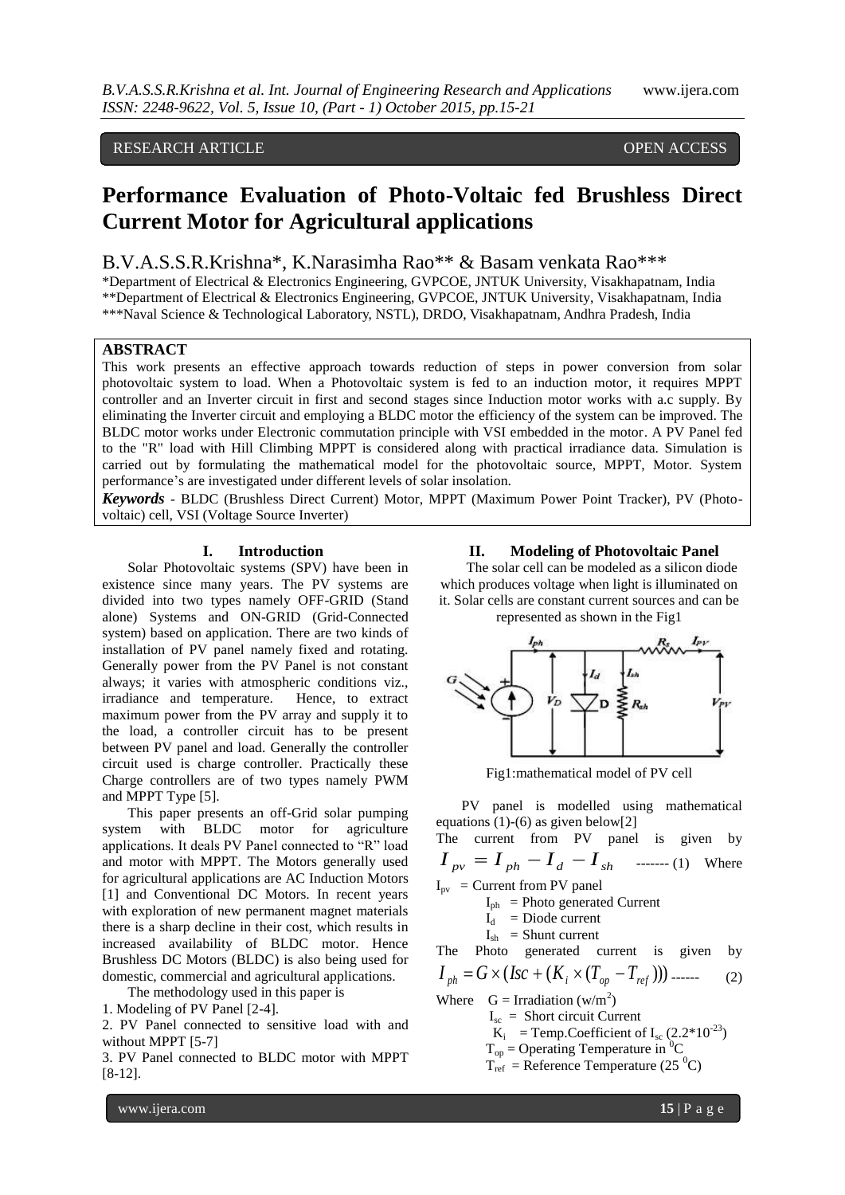RESEARCH ARTICLE OPEN ACCESS

# Performance Evaluation of Photo-Voltaic fed Brushless Direct Current Motor for Agricultural applications

B.V.A.S.S.R.Krishna*, K.Narasimha Rao** & Basam venkata Rao***

*Department of Electrical & Electronics Engineering, GVPCOE, JNTUK University, Visakhapatnam, India
**Department of Electrical & Electronics Engineering, GVPCOE, JNTUK University, Visakhapatnam, India
***Naval Science & Technological Laboratory, NSTL), DRDO, Visakhapatnam, Andhra Pradesh, India

## ABSTRACT

This work presents an effective approach towards reduction of steps in power conversion from solar photovoltaic system to load. When a Photovoltaic system is fed to an induction motor, it requires MPPT controller and an Inverter circuit in first and second stages since Induction motor works with a.c supply. By eliminating the Inverter circuit and employing a BLDC motor the efficiency of the system can be improved. The BLDC motor works under Electronic commutation principle with VSI embedded in the motor. A PV Panel fed to the "R" load with Hill Climbing MPPT is considered along with practical irradiance data. Simulation is carried out by formulating the mathematical model for the photovoltaic source, MPPT, Motor. System performance's are investigated under different levels of solar insolation.

***Keywords*** - BLDC (Brushless Direct Current) Motor, MPPT (Maximum Power Point Tracker), PV (Photo-voltaic) cell, VSI (Voltage Source Inverter)

## I. Introduction

Solar Photovoltaic systems (SPV) have been in existence since many years. The PV systems are divided into two types namely OFF-GRID (Stand alone) Systems and ON-GRID (Grid-Connected system) based on application. There are two kinds of installation of PV panel namely fixed and rotating. Generally power from the PV Panel is not constant always; it varies with atmospheric conditions viz., irradiance and temperature. Hence, to extract maximum power from the PV array and supply it to the load, a controller circuit has to be present between PV panel and load. Generally the controller circuit used is charge controller. Practically these Charge controllers are of two types namely PWM and MPPT Type [5].

This paper presents an off-Grid solar pumping system with BLDC motor for agriculture applications. It deals PV Panel connected to "R" load and motor with MPPT. The Motors generally used for agricultural applications are AC Induction Motors [1] and Conventional DC Motors. In recent years with exploration of new permanent magnet materials there is a sharp decline in their cost, which results in increased availability of BLDC motor. Hence Brushless DC Motors (BLDC) is also being used for domestic, commercial and agricultural applications.

The methodology used in this paper is

1. Modeling of PV Panel [2-4].
2. PV Panel connected to sensitive load with and without MPPT [5-7]
3. PV Panel connected to BLDC motor with MPPT [8-12].

## II. Modeling of Photovoltaic Panel

The solar cell can be modeled as a silicon diode which produces voltage when light is illuminated on it. Solar cells are constant current sources and can be represented as shown in the Fig1

Fig1:mathematical model of PV cell

PV panel is modelled using mathematical equations (1)-(6) as given below[2]

The current from PV panel is given by

$$I_{pv} = I_{ph} - I_d - I_{sh} \quad \text{------- (1)}$$

Where

$I_{pv}$ = Current from PV panel

$I_{ph}$ = Photo generated Current

$I_d$ = Diode current

$I_{sh}$ = Shunt current

The Photo generated current is given by

$$I_{ph} = G \times (Isc + (K_i \times (T_{op} - T_{ref}))) \quad \text{------ (2)}$$

Where $G$ = Irradiation (w/m$^2$)

$I_{sc}$ = Short circuit Current

$K_i$ = Temp.Coefficient of $I_{sc}$ ($2.2*10^{-23}$)

$T_{op}$ = Operating Temperature in $^0$C

$T_{ref}$ = Reference Temperature (25 $^0$C)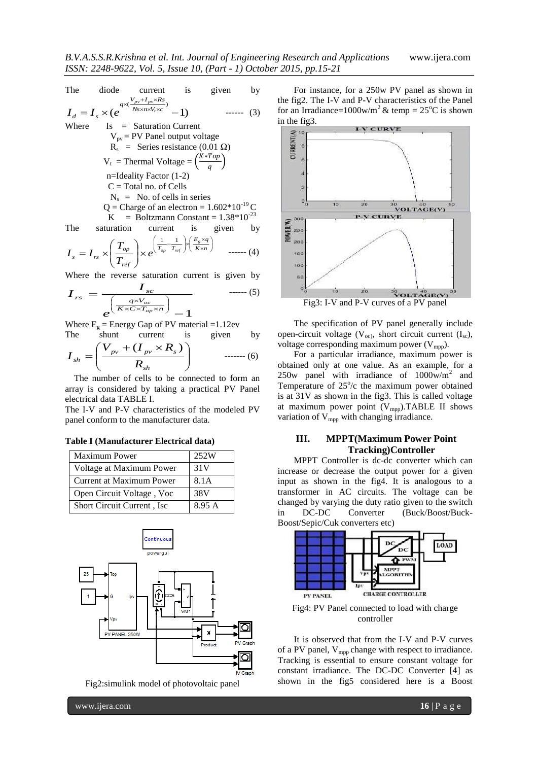The diode current is given by

$$I_d = I_s \times (e^{q\times(\frac{V_{pv}+I_{pv}\times Rs}{Ns\times n\times V_t\times c})} - 1) \quad \text{------ (3)}$$

Where Is = Saturation Current

$V_{pv}$ = PV Panel output voltage

$R_s$ = Series resistance (0.01 Ω)

$V_t$ = Thermal Voltage = $\left(\frac{K*Top}{q}\right)$

n=Ideality Factor (1-2)

C = Total no. of Cells

$N_s$ = No. of cells in series

Q = Charge of an electron = $1.602*10^{-19}$ C

K = Boltzmann Constant = $1.38*10^{-23}$

The saturation current is given by

$$I_s = I_{rs} \times \left(\frac{T_{op}}{T_{ref}}\right) \times e^{\left(\frac{1}{T_{op}} - \frac{1}{T_{ref}}\right) \times \left(\frac{E_g \times q}{K \times n}\right)} \quad \text{------ (4)}$$

Where the reverse saturation current is given by

$$I_{rs} = \frac{I_{sc}}{e^{\left(\frac{q\times V_{oc}}{K\times C\times T_{op}\times n}\right)} - 1} \quad \text{------ (5)}$$

Where $E_g$ = Energy Gap of PV material =1.12ev

The shunt current is given by

$$I_{sh} = \left(\frac{V_{pv} + (I_{pv} \times R_s)}{R_{sh}}\right) \quad \text{------- (6)}$$

The number of cells to be connected to form an array is considered by taking a practical PV Panel electrical data TABLE I.

The I-V and P-V characteristics of the modeled PV panel conform to the manufacturer data.

**Table I (Manufacturer Electrical data)**

| Maximum Power | 252W |
|---|---|
| Voltage at Maximum Power | 31V |
| Current at Maximum Power | 8.1A |
| Open Circuit Voltage , Voc | 38V |
| Short Circuit Current , Isc | 8.95 A |

Fig2:simulink model of photovoltaic panel

For instance, for a 250w PV panel as shown in the fig2. The I-V and P-V characteristics of the Panel for an Irradiance=1000w/m$^2$ & temp = 25$^o$C is shown in the fig3.

Fig3: I-V and P-V curves of a PV panel

The specification of PV panel generally include open-circuit voltage ($V_{oc}$), short circuit current ($I_{sc}$), voltage corresponding maximum power ($V_{mpp}$).

For a particular irradiance, maximum power is obtained only at one value. As an example, for a 250w panel with irradiance of 1000w/m$^2$ and Temperature of 25$^o$/c the maximum power obtained is at 31V as shown in the fig3. This is called voltage at maximum power point ($V_{mpp}$).TABLE II shows variation of $V_{mpp}$ with changing irradiance.

## III. MPPT(Maximum Power Point Tracking)Controller

MPPT Controller is dc-dc converter which can increase or decrease the output power for a given input as shown in the fig4. It is analogous to a transformer in AC circuits. The voltage can be changed by varying the duty ratio given to the switch in DC-DC Converter (Buck/Boost/Buck-Boost/Sepic/Cuk converters etc)

Fig4: PV Panel connected to load with charge controller

It is observed that from the I-V and P-V curves of a PV panel, $V_{mpp}$ change with respect to irradiance. Tracking is essential to ensure constant voltage for constant irradiance. The DC-DC Converter [4] as shown in the fig5 considered here is a Boost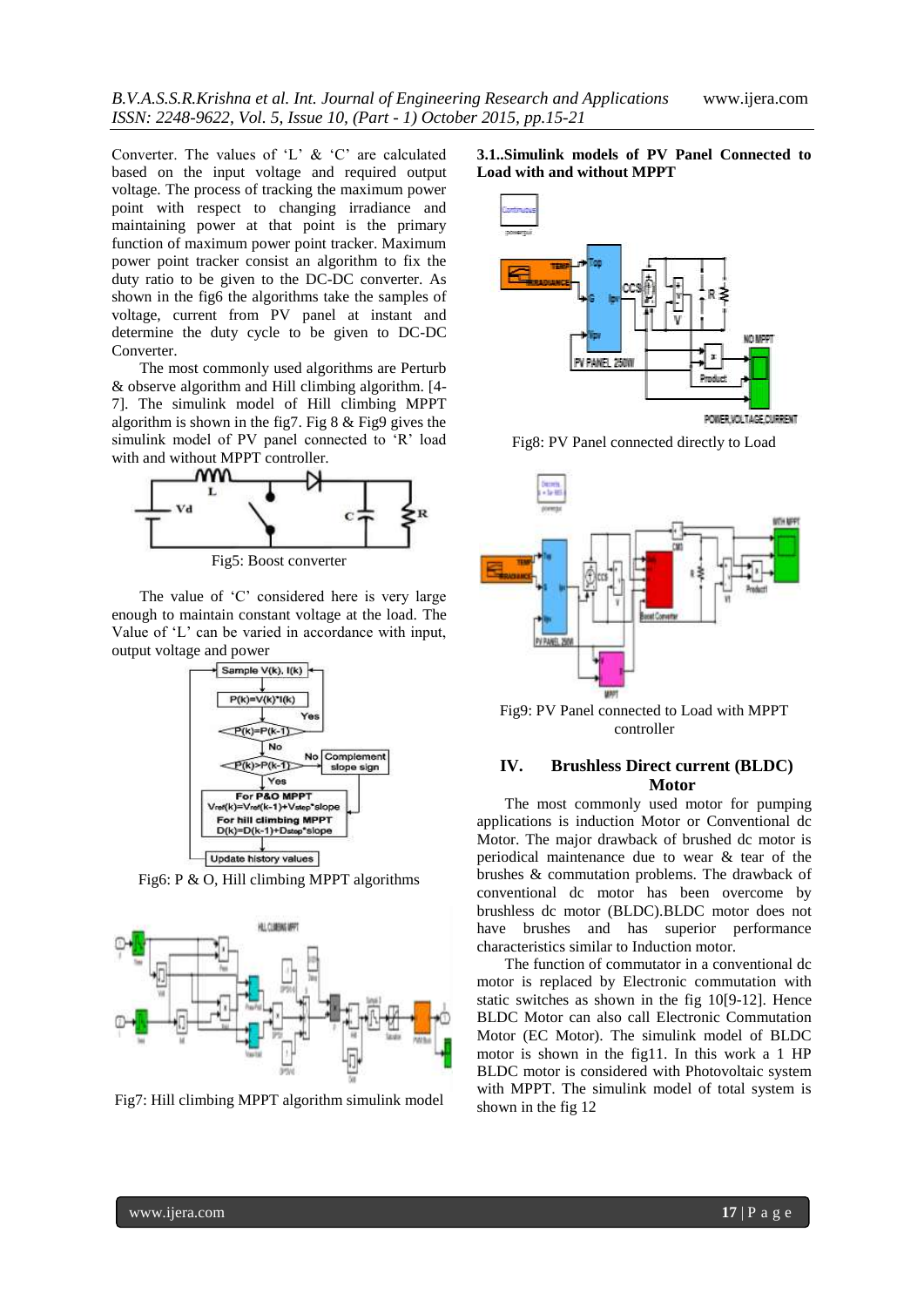Converter. The values of 'L' & 'C' are calculated based on the input voltage and required output voltage. The process of tracking the maximum power point with respect to changing irradiance and maintaining power at that point is the primary function of maximum power point tracker. Maximum power point tracker consist an algorithm to fix the duty ratio to be given to the DC-DC converter. As shown in the fig6 the algorithms take the samples of voltage, current from PV panel at instant and determine the duty cycle to be given to DC-DC Converter.

The most commonly used algorithms are Perturb & observe algorithm and Hill climbing algorithm. [4-7]. The simulink model of Hill climbing MPPT algorithm is shown in the fig7. Fig 8 & Fig9 gives the simulink model of PV panel connected to 'R' load with and without MPPT controller.

Fig5: Boost converter

The value of 'C' considered here is very large enough to maintain constant voltage at the load. The Value of 'L' can be varied in accordance with input, output voltage and power

Fig6: P & O, Hill climbing MPPT algorithms

Fig7: Hill climbing MPPT algorithm simulink model

### 3.1..Simulink models of PV Panel Connected to Load with and without MPPT

Fig8: PV Panel connected directly to Load

Fig9: PV Panel connected to Load with MPPT controller

## IV. Brushless Direct current (BLDC) Motor

The most commonly used motor for pumping applications is induction Motor or Conventional dc Motor. The major drawback of brushed dc motor is periodical maintenance due to wear & tear of the brushes & commutation problems. The drawback of conventional dc motor has been overcome by brushless dc motor (BLDC).BLDC motor does not have brushes and has superior performance characteristics similar to Induction motor.

The function of commutator in a conventional dc motor is replaced by Electronic commutation with static switches as shown in the fig 10[9-12]. Hence BLDC Motor can also call Electronic Commutation Motor (EC Motor). The simulink model of BLDC motor is shown in the fig11. In this work a 1 HP BLDC motor is considered with Photovoltaic system with MPPT. The simulink model of total system is shown in the fig 12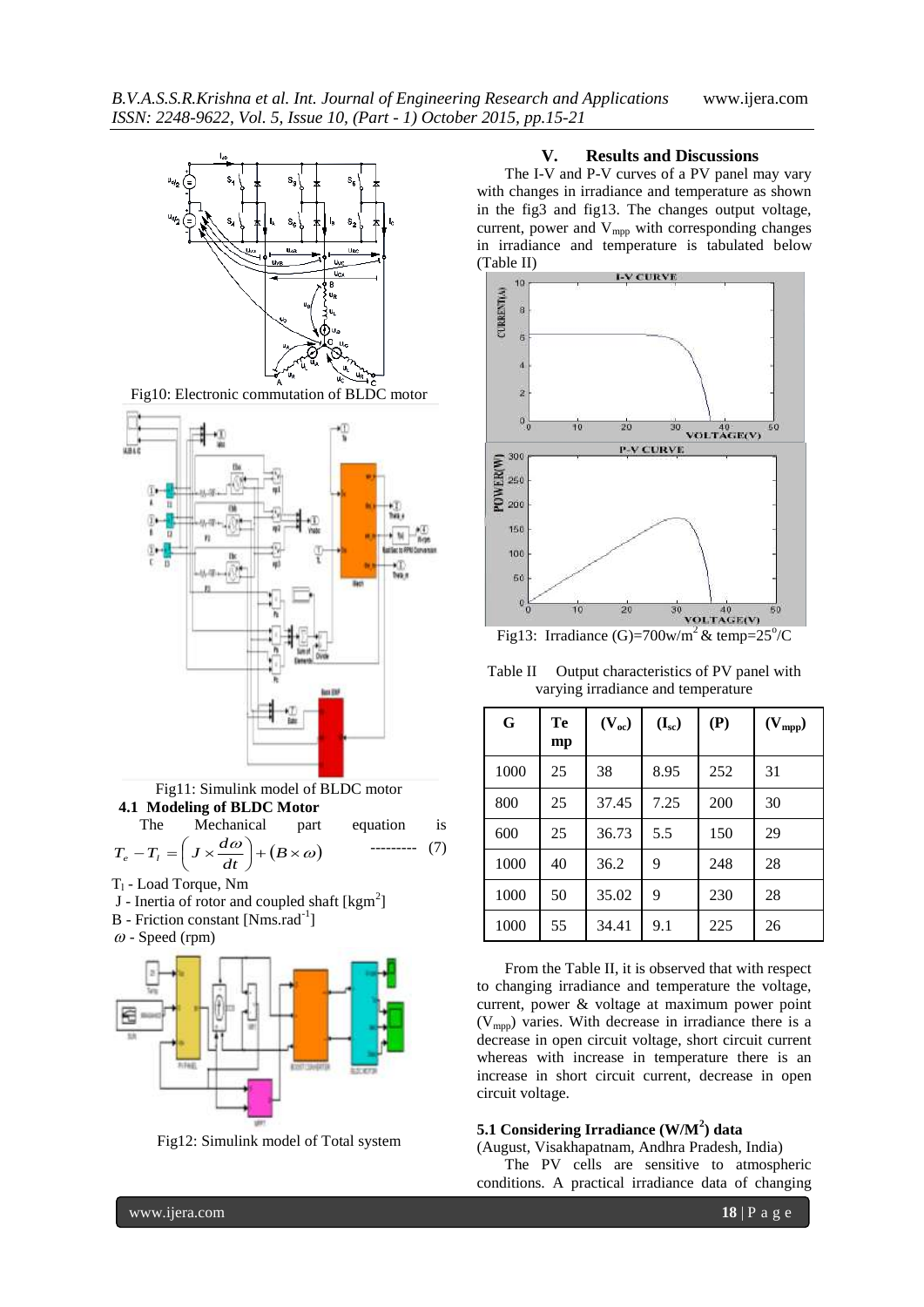Fig10: Electronic commutation of BLDC motor

Fig11: Simulink model of BLDC motor

### 4.1 Modeling of BLDC Motor

The Mechanical part equation is

$$T_e - T_l = \left( J \times \frac{d\omega}{dt} \right) + (B \times \omega) \quad \text{---------} \quad (7)$$

$T_l$ - Load Torque, Nm

J - Inertia of rotor and coupled shaft [$kgm^2$]

B - Friction constant [$Nms.rad^{-1}$]

$\omega$ - Speed (rpm)

Fig12: Simulink model of Total system

## V. Results and Discussions

The I-V and P-V curves of a PV panel may vary with changes in irradiance and temperature as shown in the fig3 and fig13. The changes output voltage, current, power and $V_{mpp}$ with corresponding changes in irradiance and temperature is tabulated below (Table II)

Fig13: Irradiance (G)=700w/$m^2$ & temp=25$^o$/C

Table II Output characteristics of PV panel with varying irradiance and temperature

| G | Temp | ($V_{oc}$) | ($I_{sc}$) | (P) | ($V_{mpp}$) |
|---|---|---|---|---|---|
| 1000 | 25 | 38 | 8.95 | 252 | 31 |
| 800 | 25 | 37.45 | 7.25 | 200 | 30 |
| 600 | 25 | 36.73 | 5.5 | 150 | 29 |
| 1000 | 40 | 36.2 | 9 | 248 | 28 |
| 1000 | 50 | 35.02 | 9 | 230 | 28 |
| 1000 | 55 | 34.41 | 9.1 | 225 | 26 |

From the Table II, it is observed that with respect to changing irradiance and temperature the voltage, current, power & voltage at maximum power point ($V_{mpp}$) varies. With decrease in irradiance there is a decrease in open circuit voltage, short circuit current whereas with increase in temperature there is an increase in short circuit current, decrease in open circuit voltage.

### 5.1 Considering Irradiance (W/$M^2$) data

(August, Visakhapatnam, Andhra Pradesh, India)

The PV cells are sensitive to atmospheric conditions. A practical irradiance data of changing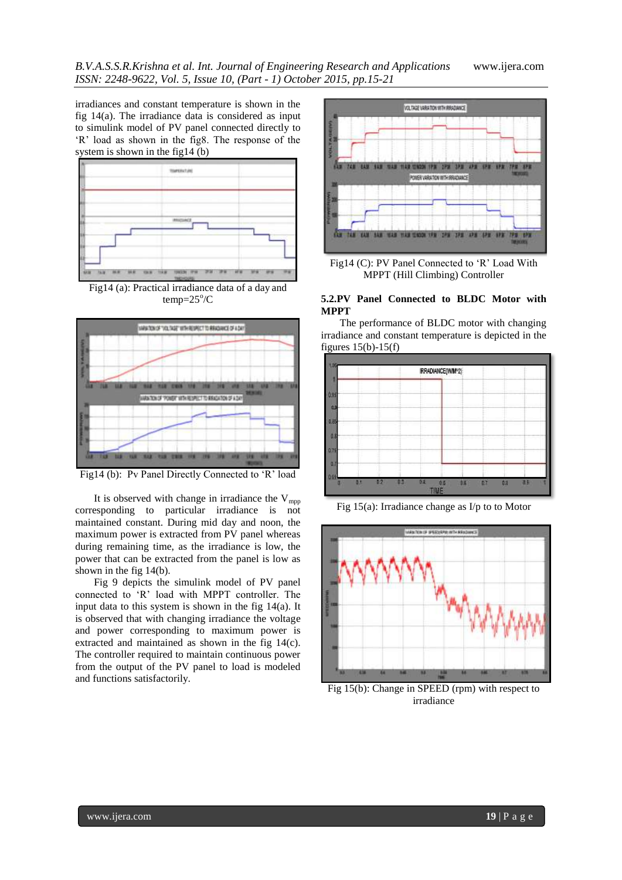irradiances and constant temperature is shown in the fig 14(a). The irradiance data is considered as input to simulink model of PV panel connected directly to 'R' load as shown in the fig8. The response of the system is shown in the fig14 (b)

Fig14 (a): Practical irradiance data of a day and temp=25°/C

Fig14 (b): Pv Panel Directly Connected to 'R' load

It is observed with change in irradiance the $V_{mpp}$ corresponding to particular irradiance is not maintained constant. During mid day and noon, the maximum power is extracted from PV panel whereas during remaining time, as the irradiance is low, the power that can be extracted from the panel is low as shown in the fig 14(b).

Fig 9 depicts the simulink model of PV panel connected to 'R' load with MPPT controller. The input data to this system is shown in the fig 14(a). It is observed that with changing irradiance the voltage and power corresponding to maximum power is extracted and maintained as shown in the fig 14(c). The controller required to maintain continuous power from the output of the PV panel to load is modeled and functions satisfactorily.

Fig14 (C): PV Panel Connected to 'R' Load With MPPT (Hill Climbing) Controller

### 5.2.PV Panel Connected to BLDC Motor with MPPT

The performance of BLDC motor with changing irradiance and constant temperature is depicted in the figures 15(b)-15(f)

Fig 15(a): Irradiance change as I/p to to Motor

Fig 15(b): Change in SPEED (rpm) with respect to irradiance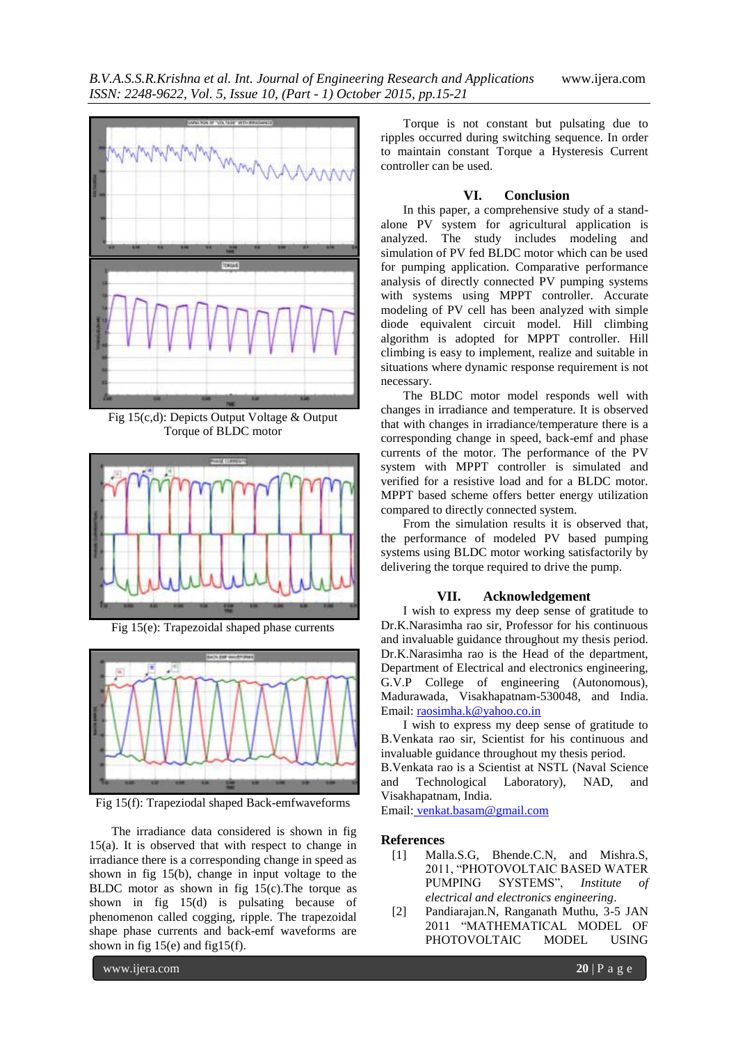Fig 15(c,d): Depicts Output Voltage & Output Torque of BLDC motor

Fig 15(e): Trapezoidal shaped phase currents

Fig 15(f): Trapeziodal shaped Back-emfwaveforms

The irradiance data considered is shown in fig 15(a). It is observed that with respect to change in irradiance there is a corresponding change in speed as shown in fig 15(b), change in input voltage to the BLDC motor as shown in fig 15(c).The torque as shown in fig 15(d) is pulsating because of phenomenon called cogging, ripple. The trapezoidal shape phase currents and back-emf waveforms are shown in fig 15(e) and fig15(f).

Torque is not constant but pulsating due to ripples occurred during switching sequence. In order to maintain constant Torque a Hysteresis Current controller can be used.

## VI. Conclusion

In this paper, a comprehensive study of a stand-alone PV system for agricultural application is analyzed. The study includes modeling and simulation of PV fed BLDC motor which can be used for pumping application. Comparative performance analysis of directly connected PV pumping systems with systems using MPPT controller. Accurate modeling of PV cell has been analyzed with simple diode equivalent circuit model. Hill climbing algorithm is adopted for MPPT controller. Hill climbing is easy to implement, realize and suitable in situations where dynamic response requirement is not necessary.

The BLDC motor model responds well with changes in irradiance and temperature. It is observed that with changes in irradiance/temperature there is a corresponding change in speed, back-emf and phase currents of the motor. The performance of the PV system with MPPT controller is simulated and verified for a resistive load and for a BLDC motor. MPPT based scheme offers better energy utilization compared to directly connected system.

From the simulation results it is observed that, the performance of modeled PV based pumping systems using BLDC motor working satisfactorily by delivering the torque required to drive the pump.

## VII. Acknowledgement

I wish to express my deep sense of gratitude to Dr.K.Narasimha rao sir, Professor for his continuous and invaluable guidance throughout my thesis period. Dr.K.Narasimha rao is the Head of the department, Department of Electrical and electronics engineering, G.V.P College of engineering (Autonomous), Madurawada, Visakhapatnam-530048, and India. Email: raosimha.k@yahoo.co.in

I wish to express my deep sense of gratitude to B.Venkata rao sir, Scientist for his continuous and invaluable guidance throughout my thesis period. B.Venkata rao is a Scientist at NSTL (Naval Science and Technological Laboratory), NAD, and Visakhapatnam, India.
Email: venkat.basam@gmail.com

## References

[1] Malla.S.G, Bhende.C.N, and Mishra.S, 2011, "PHOTOVOLTAIC BASED WATER PUMPING SYSTEMS", *Institute of electrical and electronics engineering*.

[2] Pandiarajan.N, Ranganath Muthu, 3-5 JAN 2011 "MATHEMATICAL MODEL OF PHOTOVOLTAIC MODEL USING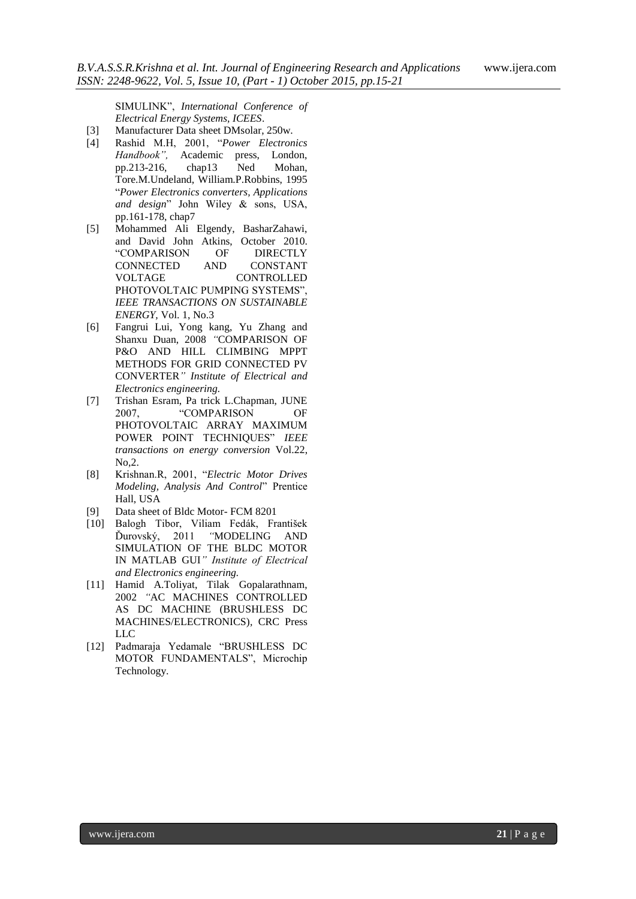SIMULINK", *International Conference of Electrical Energy Systems, ICEES*.

[3] Manufacturer Data sheet DMsolar, 250w.

[4] Rashid M.H, 2001, "*Power Electronics Handbook",* Academic press, London, pp.213-216, chap13 Ned Mohan, Tore.M.Undeland, William.P.Robbins, 1995 "*Power Electronics converters, Applications and design*" John Wiley & sons, USA, pp.161-178, chap7

[5] Mohammed Ali Elgendy, BasharZahawi, and David John Atkins, October 2010. "COMPARISON OF DIRECTLY CONNECTED AND CONSTANT VOLTAGE CONTROLLED PHOTOVOLTAIC PUMPING SYSTEMS", *IEEE TRANSACTIONS ON SUSTAINABLE ENERGY,* Vol. 1, No.3

[6] Fangrui Lui, Yong kang, Yu Zhang and Shanxu Duan, 2008 *"*COMPARISON OF P&O AND HILL CLIMBING MPPT METHODS FOR GRID CONNECTED PV CONVERTER*" Institute of Electrical and Electronics engineering.*

[7] Trishan Esram, Pa trick L.Chapman, JUNE 2007, "COMPARISON OF PHOTOVOLTAIC ARRAY MAXIMUM POWER POINT TECHNIQUES" *IEEE transactions on energy conversion* Vol.22, No,2.

[8] Krishnan.R, 2001, "*Electric Motor Drives Modeling, Analysis And Control*" Prentice Hall, USA

[9] Data sheet of Bldc Motor- FCM 8201

[10] Balogh Tibor, Viliam Fedák, František Ďurovský, 2011 *"*MODELING AND SIMULATION OF THE BLDC MOTOR IN MATLAB GUI*" Institute of Electrical and Electronics engineering.*

[11] Hamid A.Toliyat, Tilak Gopalarathnam, 2002 *"*AC MACHINES CONTROLLED AS DC MACHINE (BRUSHLESS DC MACHINES/ELECTRONICS), CRC Press LLC

[12] Padmaraja Yedamale "BRUSHLESS DC MOTOR FUNDAMENTALS", Microchip Technology.